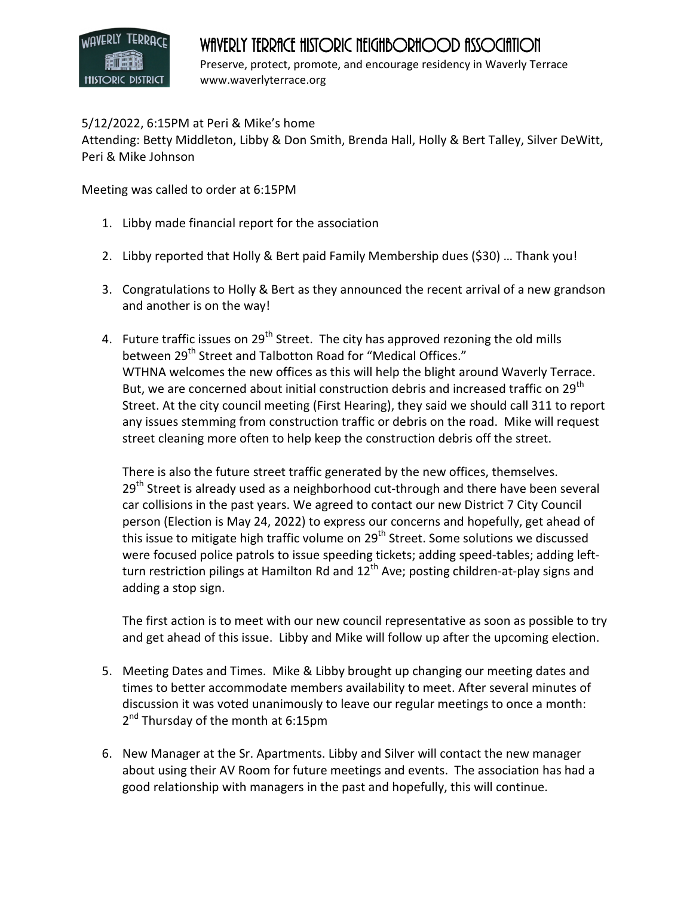# WAVERLY TERRACE HISTORIC NEIGHBORHOOD ASSOCIATION

Preserve, protect, promote, and encourage residency in Waverly Terrace
www.waverlyterrace.org

5/12/2022, 6:15PM at Peri & Mike's home
Attending: Betty Middleton, Libby & Don Smith, Brenda Hall, Holly & Bert Talley, Silver DeWitt, Peri & Mike Johnson

Meeting was called to order at 6:15PM

1. Libby made financial report for the association

2. Libby reported that Holly & Bert paid Family Membership dues ($30) … Thank you!

3. Congratulations to Holly & Bert as they announced the recent arrival of a new grandson and another is on the way!

4. Future traffic issues on 29th Street. The city has approved rezoning the old mills between 29th Street and Talbotton Road for "Medical Offices."
   WTHNA welcomes the new offices as this will help the blight around Waverly Terrace. But, we are concerned about initial construction debris and increased traffic on 29th Street. At the city council meeting (First Hearing), they said we should call 311 to report any issues stemming from construction traffic or debris on the road. Mike will request street cleaning more often to help keep the construction debris off the street.

   There is also the future street traffic generated by the new offices, themselves. 29th Street is already used as a neighborhood cut-through and there have been several car collisions in the past years. We agreed to contact our new District 7 City Council person (Election is May 24, 2022) to express our concerns and hopefully, get ahead of this issue to mitigate high traffic volume on 29th Street. Some solutions we discussed were focused police patrols to issue speeding tickets; adding speed-tables; adding left-turn restriction pilings at Hamilton Rd and 12th Ave; posting children-at-play signs and adding a stop sign.

   The first action is to meet with our new council representative as soon as possible to try and get ahead of this issue. Libby and Mike will follow up after the upcoming election.

5. Meeting Dates and Times. Mike & Libby brought up changing our meeting dates and times to better accommodate members availability to meet. After several minutes of discussion it was voted unanimously to leave our regular meetings to once a month: 2nd Thursday of the month at 6:15pm

6. New Manager at the Sr. Apartments. Libby and Silver will contact the new manager about using their AV Room for future meetings and events. The association has had a good relationship with managers in the past and hopefully, this will continue.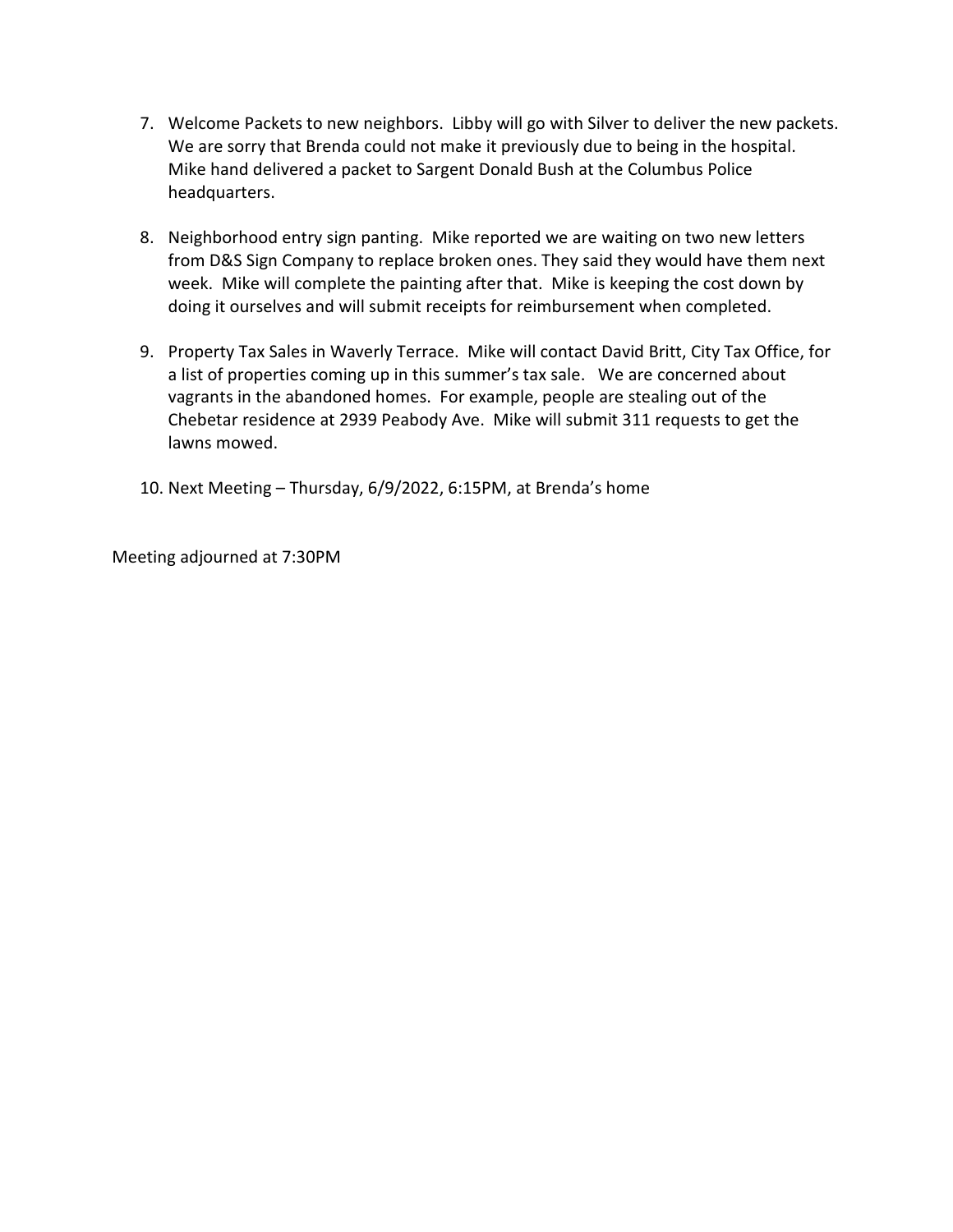7. Welcome Packets to new neighbors. Libby will go with Silver to deliver the new packets. We are sorry that Brenda could not make it previously due to being in the hospital. Mike hand delivered a packet to Sargent Donald Bush at the Columbus Police headquarters.

8. Neighborhood entry sign panting. Mike reported we are waiting on two new letters from D&S Sign Company to replace broken ones. They said they would have them next week. Mike will complete the painting after that. Mike is keeping the cost down by doing it ourselves and will submit receipts for reimbursement when completed.

9. Property Tax Sales in Waverly Terrace. Mike will contact David Britt, City Tax Office, for a list of properties coming up in this summer's tax sale. We are concerned about vagrants in the abandoned homes. For example, people are stealing out of the Chebetar residence at 2939 Peabody Ave. Mike will submit 311 requests to get the lawns mowed.

10. Next Meeting – Thursday, 6/9/2022, 6:15PM, at Brenda's home

Meeting adjourned at 7:30PM